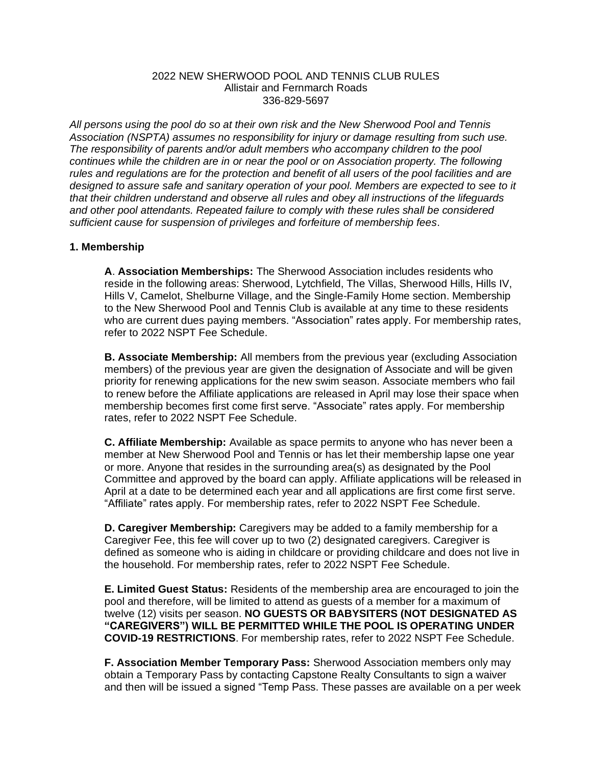2022 NEW SHERWOOD POOL AND TENNIS CLUB RULES
Allistair and Fernmarch Roads
336-829-5697

*All persons using the pool do so at their own risk and the New Sherwood Pool and Tennis Association (NSPTA) assumes no responsibility for injury or damage resulting from such use. The responsibility of parents and/or adult members who accompany children to the pool continues while the children are in or near the pool or on Association property. The following rules and regulations are for the protection and benefit of all users of the pool facilities and are designed to assure safe and sanitary operation of your pool. Members are expected to see to it that their children understand and observe all rules and obey all instructions of the lifeguards and other pool attendants. Repeated failure to comply with these rules shall be considered sufficient cause for suspension of privileges and forfeiture of membership fees*.

## 1. Membership

**A**. **Association Memberships:** The Sherwood Association includes residents who reside in the following areas: Sherwood, Lytchfield, The Villas, Sherwood Hills, Hills IV, Hills V, Camelot, Shelburne Village, and the Single-Family Home section. Membership to the New Sherwood Pool and Tennis Club is available at any time to these residents who are current dues paying members. "Association" rates apply. For membership rates, refer to 2022 NSPT Fee Schedule.

**B. Associate Membership:** All members from the previous year (excluding Association members) of the previous year are given the designation of Associate and will be given priority for renewing applications for the new swim season. Associate members who fail to renew before the Affiliate applications are released in April may lose their space when membership becomes first come first serve. "Associate" rates apply. For membership rates, refer to 2022 NSPT Fee Schedule.

**C. Affiliate Membership:** Available as space permits to anyone who has never been a member at New Sherwood Pool and Tennis or has let their membership lapse one year or more. Anyone that resides in the surrounding area(s) as designated by the Pool Committee and approved by the board can apply. Affiliate applications will be released in April at a date to be determined each year and all applications are first come first serve. "Affiliate" rates apply. For membership rates, refer to 2022 NSPT Fee Schedule.

**D. Caregiver Membership:** Caregivers may be added to a family membership for a Caregiver Fee, this fee will cover up to two (2) designated caregivers. Caregiver is defined as someone who is aiding in childcare or providing childcare and does not live in the household. For membership rates, refer to 2022 NSPT Fee Schedule.

**E. Limited Guest Status:** Residents of the membership area are encouraged to join the pool and therefore, will be limited to attend as guests of a member for a maximum of twelve (12) visits per season. **NO GUESTS OR BABYSITERS (NOT DESIGNATED AS "CAREGIVERS") WILL BE PERMITTED WHILE THE POOL IS OPERATING UNDER COVID-19 RESTRICTIONS**. For membership rates, refer to 2022 NSPT Fee Schedule.

**F. Association Member Temporary Pass:** Sherwood Association members only may obtain a Temporary Pass by contacting Capstone Realty Consultants to sign a waiver and then will be issued a signed "Temp Pass. These passes are available on a per week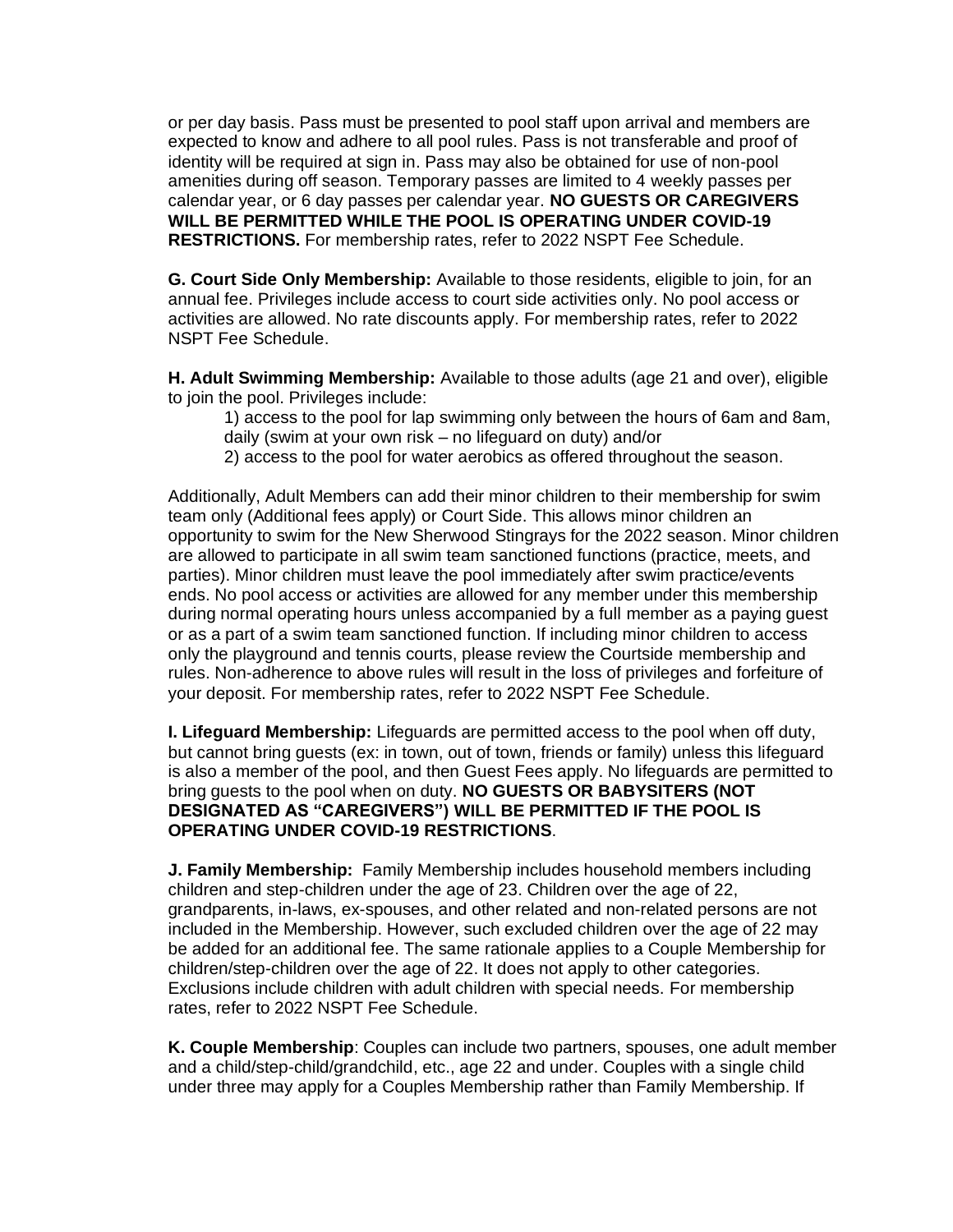or per day basis. Pass must be presented to pool staff upon arrival and members are expected to know and adhere to all pool rules. Pass is not transferable and proof of identity will be required at sign in. Pass may also be obtained for use of non-pool amenities during off season. Temporary passes are limited to 4 weekly passes per calendar year, or 6 day passes per calendar year. **NO GUESTS OR CAREGIVERS WILL BE PERMITTED WHILE THE POOL IS OPERATING UNDER COVID-19 RESTRICTIONS.** For membership rates, refer to 2022 NSPT Fee Schedule.

**G. Court Side Only Membership:** Available to those residents, eligible to join, for an annual fee. Privileges include access to court side activities only. No pool access or activities are allowed. No rate discounts apply. For membership rates, refer to 2022 NSPT Fee Schedule.

**H. Adult Swimming Membership:** Available to those adults (age 21 and over), eligible to join the pool. Privileges include:

1) access to the pool for lap swimming only between the hours of 6am and 8am, daily (swim at your own risk – no lifeguard on duty) and/or
2) access to the pool for water aerobics as offered throughout the season.

Additionally, Adult Members can add their minor children to their membership for swim team only (Additional fees apply) or Court Side. This allows minor children an opportunity to swim for the New Sherwood Stingrays for the 2022 season. Minor children are allowed to participate in all swim team sanctioned functions (practice, meets, and parties). Minor children must leave the pool immediately after swim practice/events ends. No pool access or activities are allowed for any member under this membership during normal operating hours unless accompanied by a full member as a paying guest or as a part of a swim team sanctioned function. If including minor children to access only the playground and tennis courts, please review the Courtside membership and rules. Non-adherence to above rules will result in the loss of privileges and forfeiture of your deposit. For membership rates, refer to 2022 NSPT Fee Schedule.

**I. Lifeguard Membership:** Lifeguards are permitted access to the pool when off duty, but cannot bring guests (ex: in town, out of town, friends or family) unless this lifeguard is also a member of the pool, and then Guest Fees apply. No lifeguards are permitted to bring guests to the pool when on duty. **NO GUESTS OR BABYSITERS (NOT DESIGNATED AS "CAREGIVERS") WILL BE PERMITTED IF THE POOL IS OPERATING UNDER COVID-19 RESTRICTIONS**.

**J. Family Membership:** Family Membership includes household members including children and step-children under the age of 23. Children over the age of 22, grandparents, in-laws, ex-spouses, and other related and non-related persons are not included in the Membership. However, such excluded children over the age of 22 may be added for an additional fee. The same rationale applies to a Couple Membership for children/step-children over the age of 22. It does not apply to other categories. Exclusions include children with adult children with special needs. For membership rates, refer to 2022 NSPT Fee Schedule.

**K. Couple Membership**: Couples can include two partners, spouses, one adult member and a child/step-child/grandchild, etc., age 22 and under. Couples with a single child under three may apply for a Couples Membership rather than Family Membership. If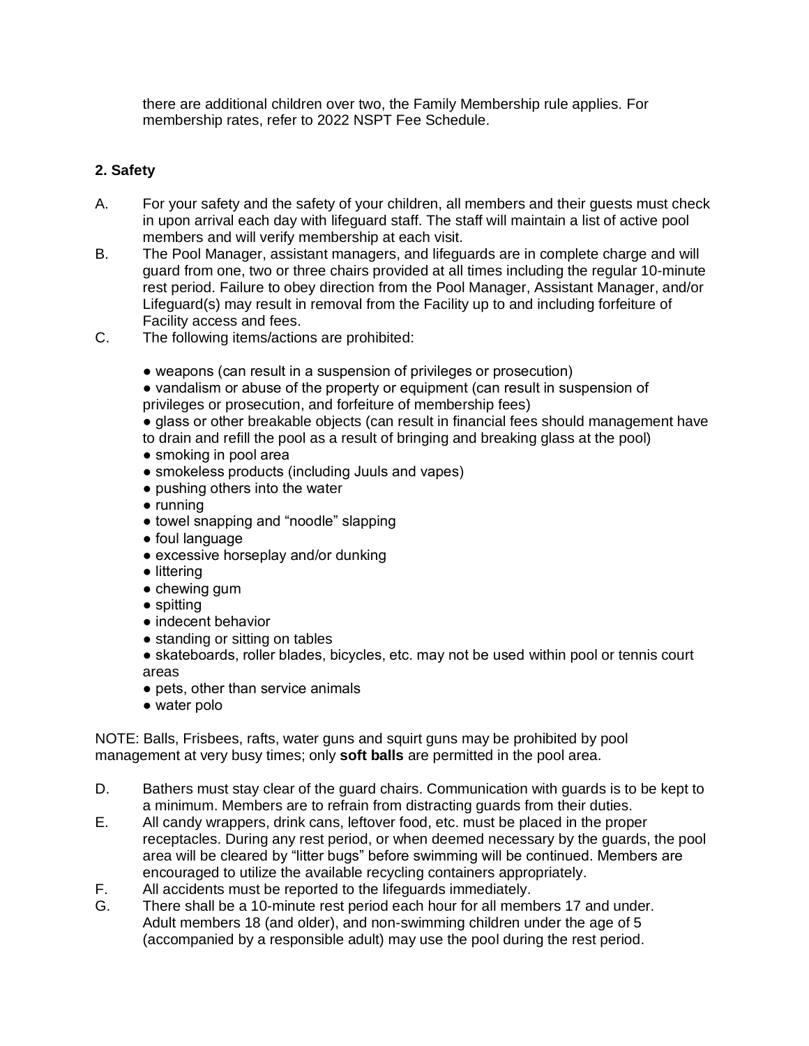there are additional children over two, the Family Membership rule applies. For membership rates, refer to 2022 NSPT Fee Schedule.

**2. Safety**

A. For your safety and the safety of your children, all members and their guests must check in upon arrival each day with lifeguard staff. The staff will maintain a list of active pool members and will verify membership at each visit.

B. The Pool Manager, assistant managers, and lifeguards are in complete charge and will guard from one, two or three chairs provided at all times including the regular 10-minute rest period. Failure to obey direction from the Pool Manager, Assistant Manager, and/or Lifeguard(s) may result in removal from the Facility up to and including forfeiture of Facility access and fees.

C. The following items/actions are prohibited:

- weapons (can result in a suspension of privileges or prosecution)
- vandalism or abuse of the property or equipment (can result in suspension of privileges or prosecution, and forfeiture of membership fees)
- glass or other breakable objects (can result in financial fees should management have to drain and refill the pool as a result of bringing and breaking glass at the pool)
- smoking in pool area
- smokeless products (including Juuls and vapes)
- pushing others into the water
- running
- towel snapping and "noodle" slapping
- foul language
- excessive horseplay and/or dunking
- littering
- chewing gum
- spitting
- indecent behavior
- standing or sitting on tables
- skateboards, roller blades, bicycles, etc. may not be used within pool or tennis court areas
- pets, other than service animals
- water polo

NOTE: Balls, Frisbees, rafts, water guns and squirt guns may be prohibited by pool management at very busy times; only **soft balls** are permitted in the pool area.

D. Bathers must stay clear of the guard chairs. Communication with guards is to be kept to a minimum. Members are to refrain from distracting guards from their duties.

E. All candy wrappers, drink cans, leftover food, etc. must be placed in the proper receptacles. During any rest period, or when deemed necessary by the guards, the pool area will be cleared by "litter bugs" before swimming will be continued. Members are encouraged to utilize the available recycling containers appropriately.

F. All accidents must be reported to the lifeguards immediately.

G. There shall be a 10-minute rest period each hour for all members 17 and under. Adult members 18 (and older), and non-swimming children under the age of 5 (accompanied by a responsible adult) may use the pool during the rest period.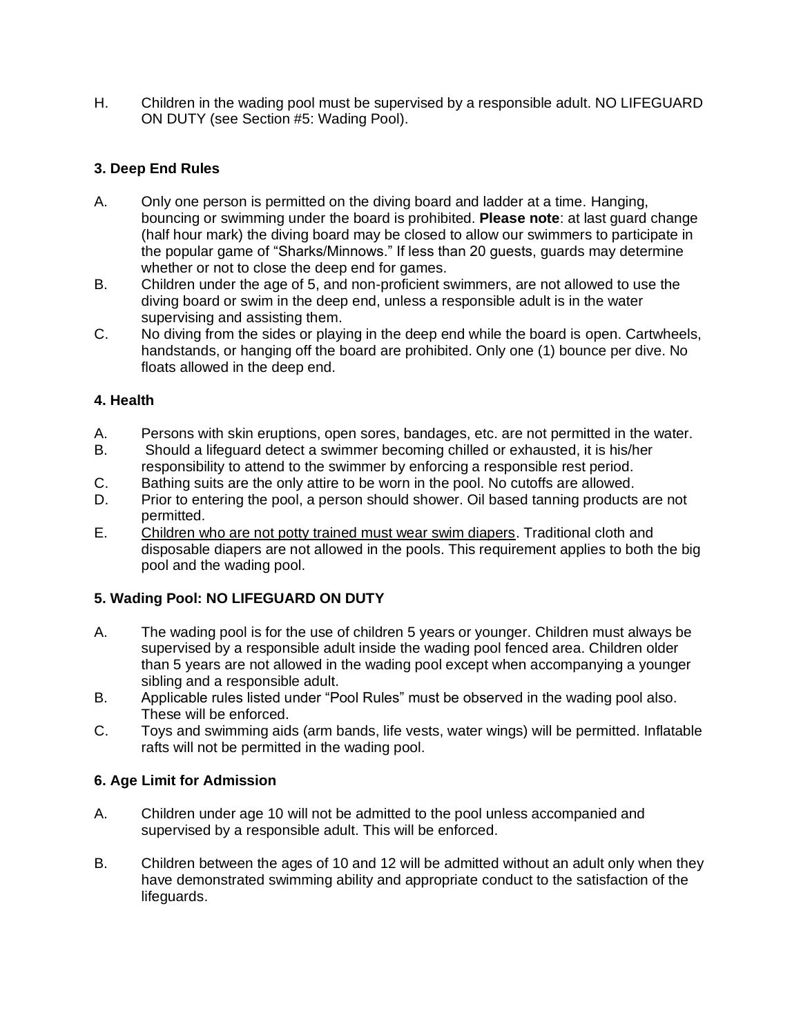H. Children in the wading pool must be supervised by a responsible adult. NO LIFEGUARD ON DUTY (see Section #5: Wading Pool).

### 3. Deep End Rules

A. Only one person is permitted on the diving board and ladder at a time. Hanging, bouncing or swimming under the board is prohibited. **Please note**: at last guard change (half hour mark) the diving board may be closed to allow our swimmers to participate in the popular game of "Sharks/Minnows." If less than 20 guests, guards may determine whether or not to close the deep end for games.

B. Children under the age of 5, and non-proficient swimmers, are not allowed to use the diving board or swim in the deep end, unless a responsible adult is in the water supervising and assisting them.

C. No diving from the sides or playing in the deep end while the board is open. Cartwheels, handstands, or hanging off the board are prohibited. Only one (1) bounce per dive. No floats allowed in the deep end.

### 4. Health

A. Persons with skin eruptions, open sores, bandages, etc. are not permitted in the water.

B. Should a lifeguard detect a swimmer becoming chilled or exhausted, it is his/her responsibility to attend to the swimmer by enforcing a responsible rest period.

C. Bathing suits are the only attire to be worn in the pool. No cutoffs are allowed.

D. Prior to entering the pool, a person should shower. Oil based tanning products are not permitted.

E. <u>Children who are not potty trained must wear swim diapers</u>. Traditional cloth and disposable diapers are not allowed in the pools. This requirement applies to both the big pool and the wading pool.

### 5. Wading Pool: NO LIFEGUARD ON DUTY

A. The wading pool is for the use of children 5 years or younger. Children must always be supervised by a responsible adult inside the wading pool fenced area. Children older than 5 years are not allowed in the wading pool except when accompanying a younger sibling and a responsible adult.

B. Applicable rules listed under "Pool Rules" must be observed in the wading pool also. These will be enforced.

C. Toys and swimming aids (arm bands, life vests, water wings) will be permitted. Inflatable rafts will not be permitted in the wading pool.

### 6. Age Limit for Admission

A. Children under age 10 will not be admitted to the pool unless accompanied and supervised by a responsible adult. This will be enforced.

B. Children between the ages of 10 and 12 will be admitted without an adult only when they have demonstrated swimming ability and appropriate conduct to the satisfaction of the lifeguards.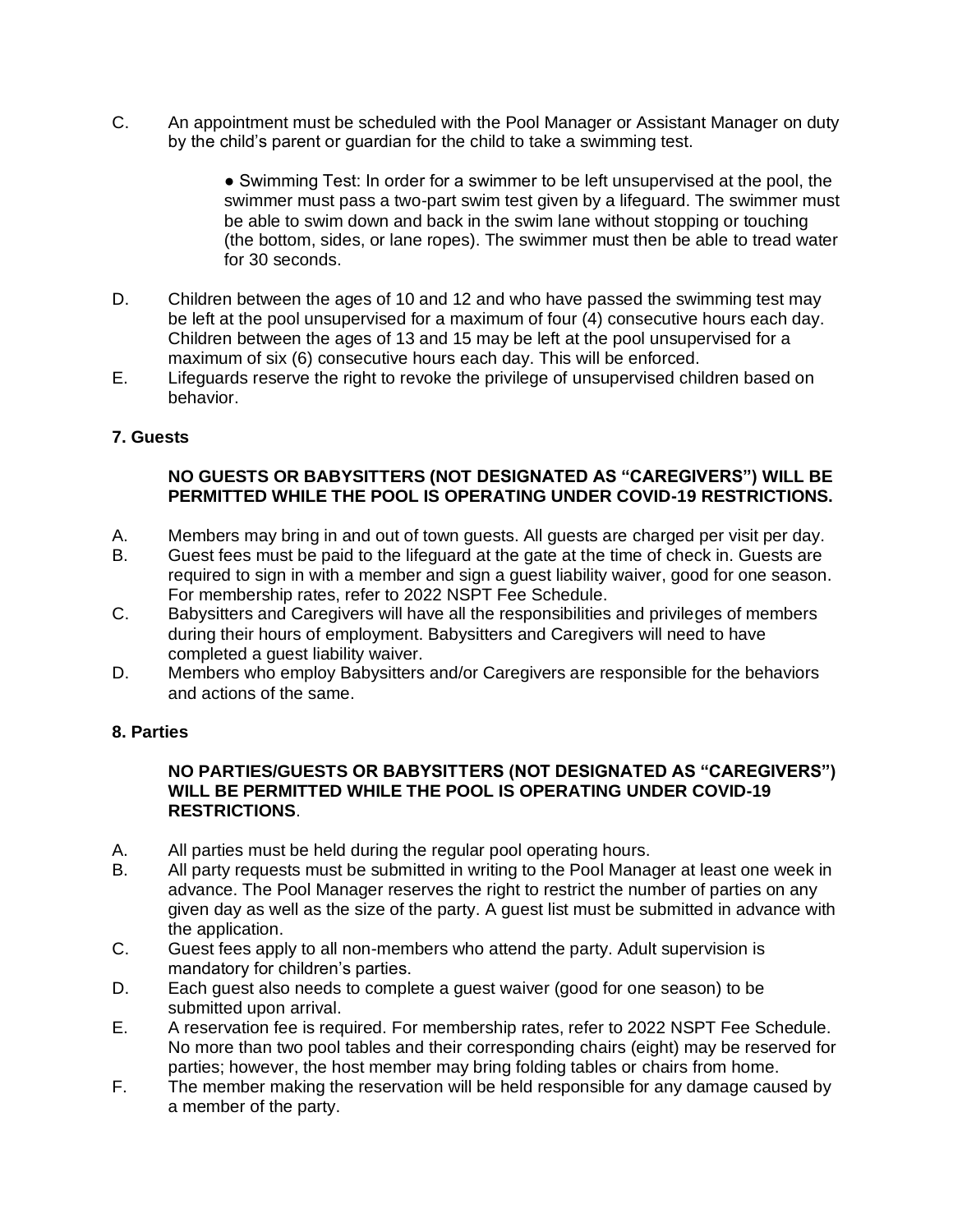C. An appointment must be scheduled with the Pool Manager or Assistant Manager on duty by the child's parent or guardian for the child to take a swimming test.

 - Swimming Test: In order for a swimmer to be left unsupervised at the pool, the swimmer must pass a two-part swim test given by a lifeguard. The swimmer must be able to swim down and back in the swim lane without stopping or touching (the bottom, sides, or lane ropes). The swimmer must then be able to tread water for 30 seconds.

D. Children between the ages of 10 and 12 and who have passed the swimming test may be left at the pool unsupervised for a maximum of four (4) consecutive hours each day. Children between the ages of 13 and 15 may be left at the pool unsupervised for a maximum of six (6) consecutive hours each day. This will be enforced.

E. Lifeguards reserve the right to revoke the privilege of unsupervised children based on behavior.

### 7. Guests

**NO GUESTS OR BABYSITTERS (NOT DESIGNATED AS "CAREGIVERS") WILL BE PERMITTED WHILE THE POOL IS OPERATING UNDER COVID-19 RESTRICTIONS.**

A. Members may bring in and out of town guests. All guests are charged per visit per day.

B. Guest fees must be paid to the lifeguard at the gate at the time of check in. Guests are required to sign in with a member and sign a guest liability waiver, good for one season. For membership rates, refer to 2022 NSPT Fee Schedule.

C. Babysitters and Caregivers will have all the responsibilities and privileges of members during their hours of employment. Babysitters and Caregivers will need to have completed a guest liability waiver.

D. Members who employ Babysitters and/or Caregivers are responsible for the behaviors and actions of the same.

### 8. Parties

**NO PARTIES/GUESTS OR BABYSITTERS (NOT DESIGNATED AS "CAREGIVERS") WILL BE PERMITTED WHILE THE POOL IS OPERATING UNDER COVID-19 RESTRICTIONS**.

A. All parties must be held during the regular pool operating hours.

B. All party requests must be submitted in writing to the Pool Manager at least one week in advance. The Pool Manager reserves the right to restrict the number of parties on any given day as well as the size of the party. A guest list must be submitted in advance with the application.

C. Guest fees apply to all non-members who attend the party. Adult supervision is mandatory for children's parties.

D. Each guest also needs to complete a guest waiver (good for one season) to be submitted upon arrival.

E. A reservation fee is required. For membership rates, refer to 2022 NSPT Fee Schedule. No more than two pool tables and their corresponding chairs (eight) may be reserved for parties; however, the host member may bring folding tables or chairs from home.

F. The member making the reservation will be held responsible for any damage caused by a member of the party.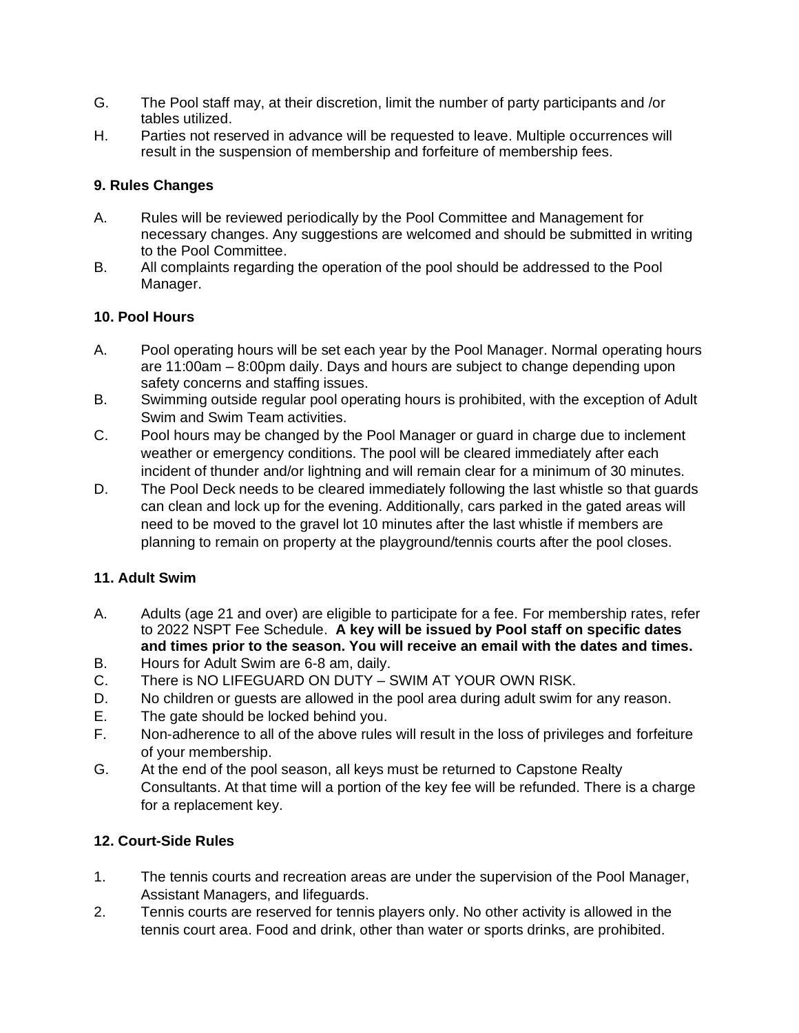G. The Pool staff may, at their discretion, limit the number of party participants and /or tables utilized.

H. Parties not reserved in advance will be requested to leave. Multiple occurrences will result in the suspension of membership and forfeiture of membership fees.

**9. Rules Changes**

A. Rules will be reviewed periodically by the Pool Committee and Management for necessary changes. Any suggestions are welcomed and should be submitted in writing to the Pool Committee.

B. All complaints regarding the operation of the pool should be addressed to the Pool Manager.

**10. Pool Hours**

A. Pool operating hours will be set each year by the Pool Manager. Normal operating hours are 11:00am – 8:00pm daily. Days and hours are subject to change depending upon safety concerns and staffing issues.

B. Swimming outside regular pool operating hours is prohibited, with the exception of Adult Swim and Swim Team activities.

C. Pool hours may be changed by the Pool Manager or guard in charge due to inclement weather or emergency conditions. The pool will be cleared immediately after each incident of thunder and/or lightning and will remain clear for a minimum of 30 minutes.

D. The Pool Deck needs to be cleared immediately following the last whistle so that guards can clean and lock up for the evening. Additionally, cars parked in the gated areas will need to be moved to the gravel lot 10 minutes after the last whistle if members are planning to remain on property at the playground/tennis courts after the pool closes.

**11. Adult Swim**

A. Adults (age 21 and over) are eligible to participate for a fee. For membership rates, refer to 2022 NSPT Fee Schedule. **A key will be issued by Pool staff on specific dates and times prior to the season. You will receive an email with the dates and times.**

B. Hours for Adult Swim are 6-8 am, daily.

C. There is NO LIFEGUARD ON DUTY – SWIM AT YOUR OWN RISK.

D. No children or guests are allowed in the pool area during adult swim for any reason.

E. The gate should be locked behind you.

F. Non-adherence to all of the above rules will result in the loss of privileges and forfeiture of your membership.

G. At the end of the pool season, all keys must be returned to Capstone Realty Consultants. At that time will a portion of the key fee will be refunded. There is a charge for a replacement key.

**12. Court-Side Rules**

1. The tennis courts and recreation areas are under the supervision of the Pool Manager, Assistant Managers, and lifeguards.
2. Tennis courts are reserved for tennis players only. No other activity is allowed in the tennis court area. Food and drink, other than water or sports drinks, are prohibited.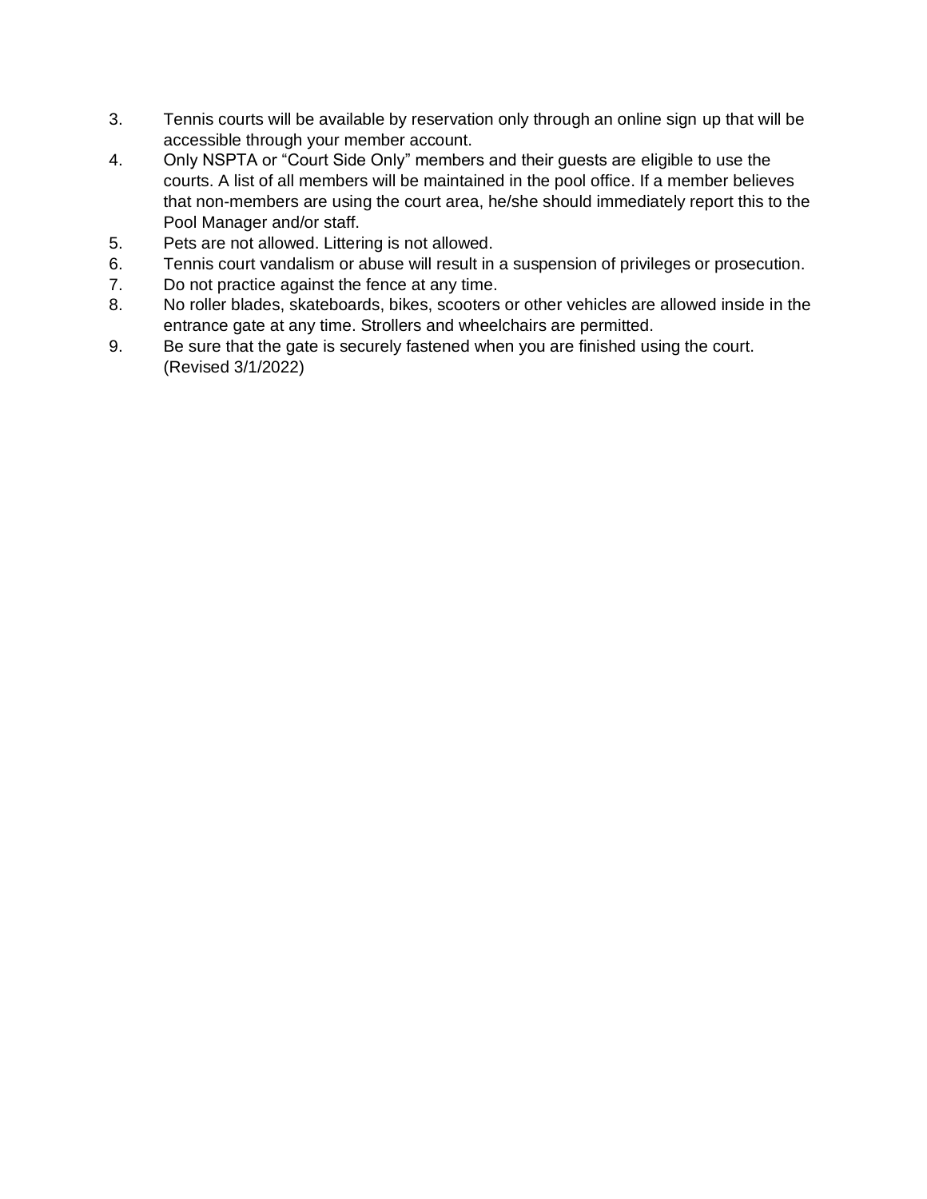3. Tennis courts will be available by reservation only through an online sign up that will be accessible through your member account.
4. Only NSPTA or “Court Side Only” members and their guests are eligible to use the courts. A list of all members will be maintained in the pool office. If a member believes that non-members are using the court area, he/she should immediately report this to the Pool Manager and/or staff.
5. Pets are not allowed. Littering is not allowed.
6. Tennis court vandalism or abuse will result in a suspension of privileges or prosecution.
7. Do not practice against the fence at any time.
8. No roller blades, skateboards, bikes, scooters or other vehicles are allowed inside in the entrance gate at any time. Strollers and wheelchairs are permitted.
9. Be sure that the gate is securely fastened when you are finished using the court.
   (Revised 3/1/2022)